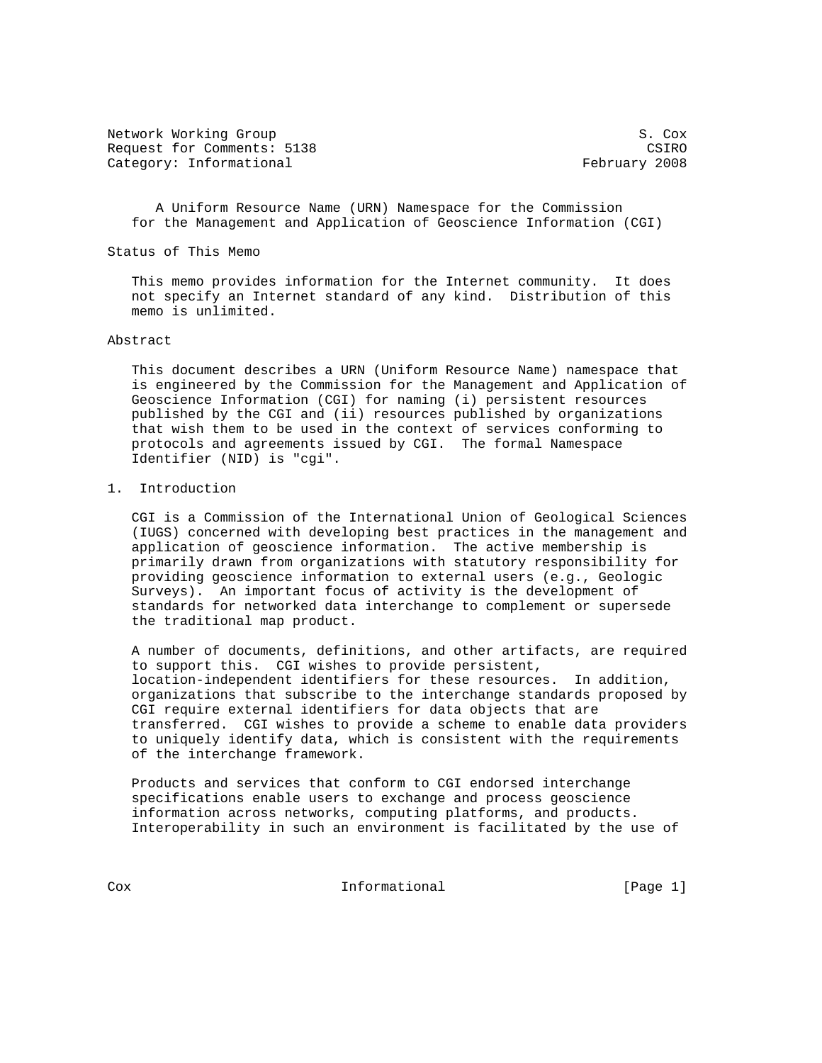Network Working Group S. Cox
Request for Comments: 5138 CSIRO
Category: Informational February 2008

# A Uniform Resource Name (URN) Namespace for the Commission for the Management and Application of Geoscience Information (CGI)

## Status of This Memo

This memo provides information for the Internet community. It does not specify an Internet standard of any kind. Distribution of this memo is unlimited.

## Abstract

This document describes a URN (Uniform Resource Name) namespace that is engineered by the Commission for the Management and Application of Geoscience Information (CGI) for naming (i) persistent resources published by the CGI and (ii) resources published by organizations that wish them to be used in the context of services conforming to protocols and agreements issued by CGI. The formal Namespace Identifier (NID) is "cgi".

## 1. Introduction

CGI is a Commission of the International Union of Geological Sciences (IUGS) concerned with developing best practices in the management and application of geoscience information. The active membership is primarily drawn from organizations with statutory responsibility for providing geoscience information to external users (e.g., Geologic Surveys). An important focus of activity is the development of standards for networked data interchange to complement or supersede the traditional map product.

A number of documents, definitions, and other artifacts, are required to support this. CGI wishes to provide persistent, location-independent identifiers for these resources. In addition, organizations that subscribe to the interchange standards proposed by CGI require external identifiers for data objects that are transferred. CGI wishes to provide a scheme to enable data providers to uniquely identify data, which is consistent with the requirements of the interchange framework.

Products and services that conform to CGI endorsed interchange specifications enable users to exchange and process geoscience information across networks, computing platforms, and products. Interoperability in such an environment is facilitated by the use of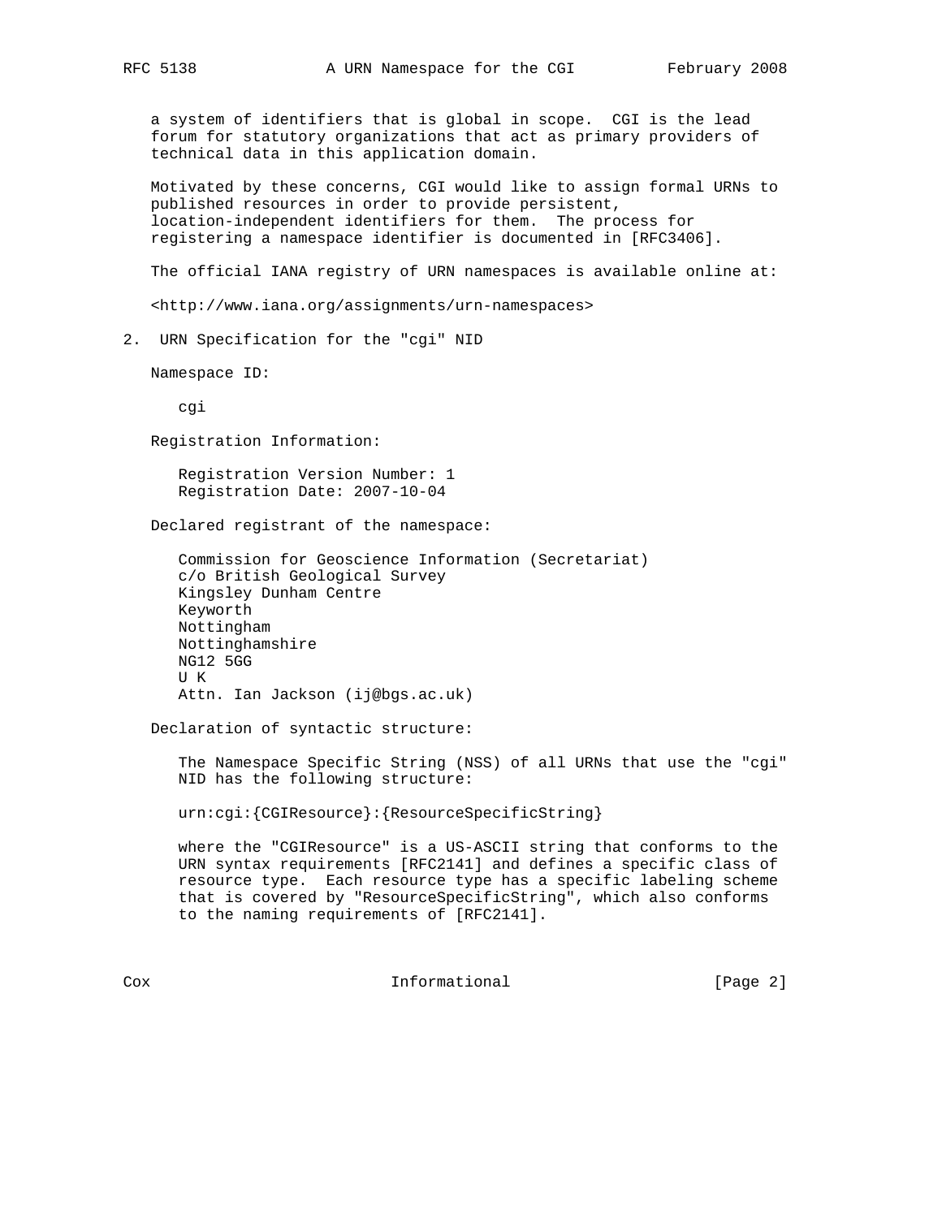a system of identifiers that is global in scope. CGI is the lead forum for statutory organizations that act as primary providers of technical data in this application domain.

Motivated by these concerns, CGI would like to assign formal URNs to published resources in order to provide persistent, location-independent identifiers for them. The process for registering a namespace identifier is documented in [RFC3406].

The official IANA registry of URN namespaces is available online at:

<http://www.iana.org/assignments/urn-namespaces>

## 2. URN Specification for the "cgi" NID

Namespace ID:

cgi

Registration Information:

Registration Version Number: 1
Registration Date: 2007-10-04

Declared registrant of the namespace:

Commission for Geoscience Information (Secretariat)
c/o British Geological Survey
Kingsley Dunham Centre
Keyworth
Nottingham
Nottinghamshire
NG12 5GG
U K
Attn. Ian Jackson (ij@bgs.ac.uk)

Declaration of syntactic structure:

The Namespace Specific String (NSS) of all URNs that use the "cgi" NID has the following structure:

```
urn:cgi:{CGIResource}:{ResourceSpecificString}
```

where the "CGIResource" is a US-ASCII string that conforms to the URN syntax requirements [RFC2141] and defines a specific class of resource type. Each resource type has a specific labeling scheme that is covered by "ResourceSpecificString", which also conforms to the naming requirements of [RFC2141].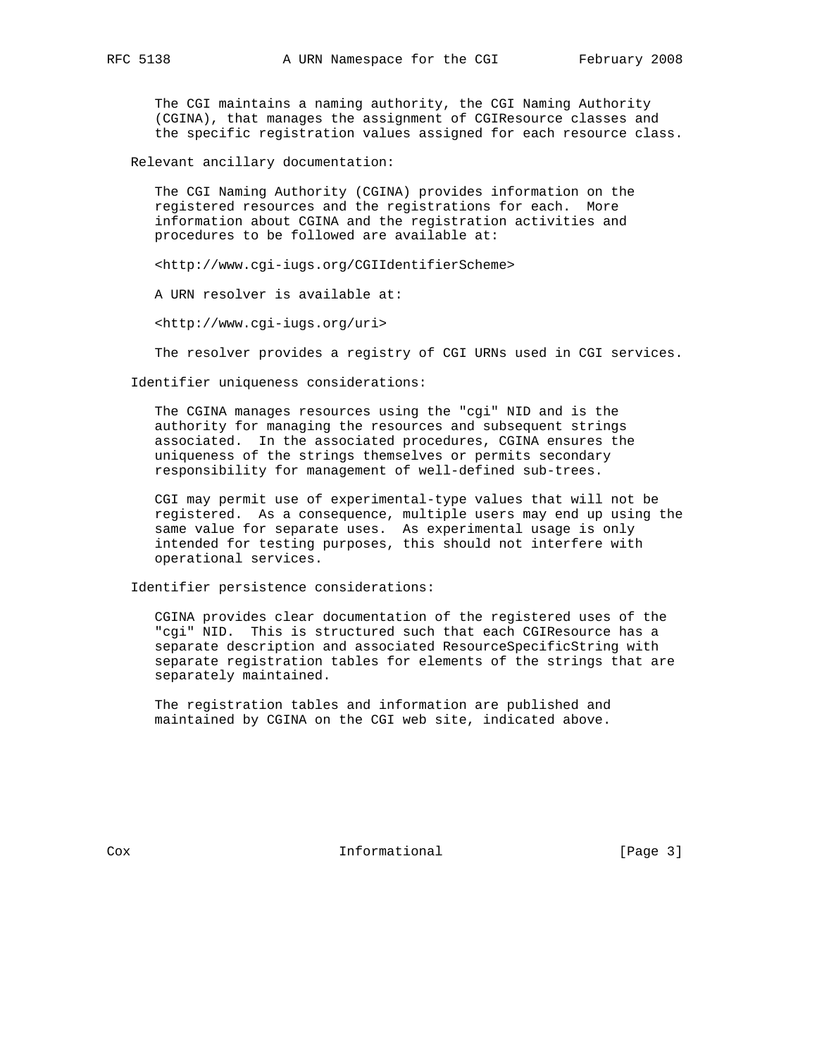The CGI maintains a naming authority, the CGI Naming Authority (CGINA), that manages the assignment of CGIResource classes and the specific registration values assigned for each resource class.

Relevant ancillary documentation:

The CGI Naming Authority (CGINA) provides information on the registered resources and the registrations for each. More information about CGINA and the registration activities and procedures to be followed are available at:

<http://www.cgi-iugs.org/CGIIdentifierScheme>

A URN resolver is available at:

<http://www.cgi-iugs.org/uri>

The resolver provides a registry of CGI URNs used in CGI services.

Identifier uniqueness considerations:

The CGINA manages resources using the "cgi" NID and is the authority for managing the resources and subsequent strings associated. In the associated procedures, CGINA ensures the uniqueness of the strings themselves or permits secondary responsibility for management of well-defined sub-trees.

CGI may permit use of experimental-type values that will not be registered. As a consequence, multiple users may end up using the same value for separate uses. As experimental usage is only intended for testing purposes, this should not interfere with operational services.

Identifier persistence considerations:

CGINA provides clear documentation of the registered uses of the "cgi" NID. This is structured such that each CGIResource has a separate description and associated ResourceSpecificString with separate registration tables for elements of the strings that are separately maintained.

The registration tables and information are published and maintained by CGINA on the CGI web site, indicated above.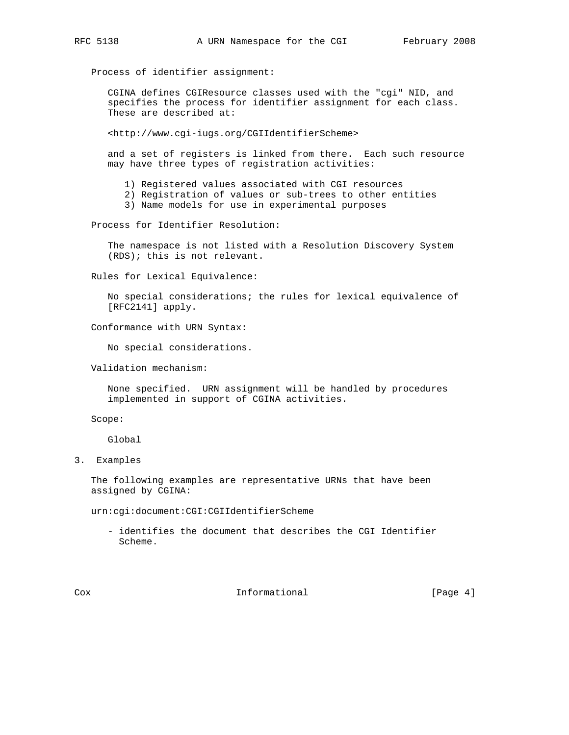Process of identifier assignment:

CGINA defines CGIResource classes used with the "cgi" NID, and specifies the process for identifier assignment for each class. These are described at:

<http://www.cgi-iugs.org/CGIIdentifierScheme>

and a set of registers is linked from there. Each such resource may have three types of registration activities:

1) Registered values associated with CGI resources
2) Registration of values or sub-trees to other entities
3) Name models for use in experimental purposes

Process for Identifier Resolution:

The namespace is not listed with a Resolution Discovery System (RDS); this is not relevant.

Rules for Lexical Equivalence:

No special considerations; the rules for lexical equivalence of [RFC2141] apply.

Conformance with URN Syntax:

No special considerations.

Validation mechanism:

None specified. URN assignment will be handled by procedures implemented in support of CGINA activities.

Scope:

Global

## 3. Examples

The following examples are representative URNs that have been assigned by CGINA:

urn:cgi:document:CGI:CGIIdentifierScheme

- identifies the document that describes the CGI Identifier Scheme.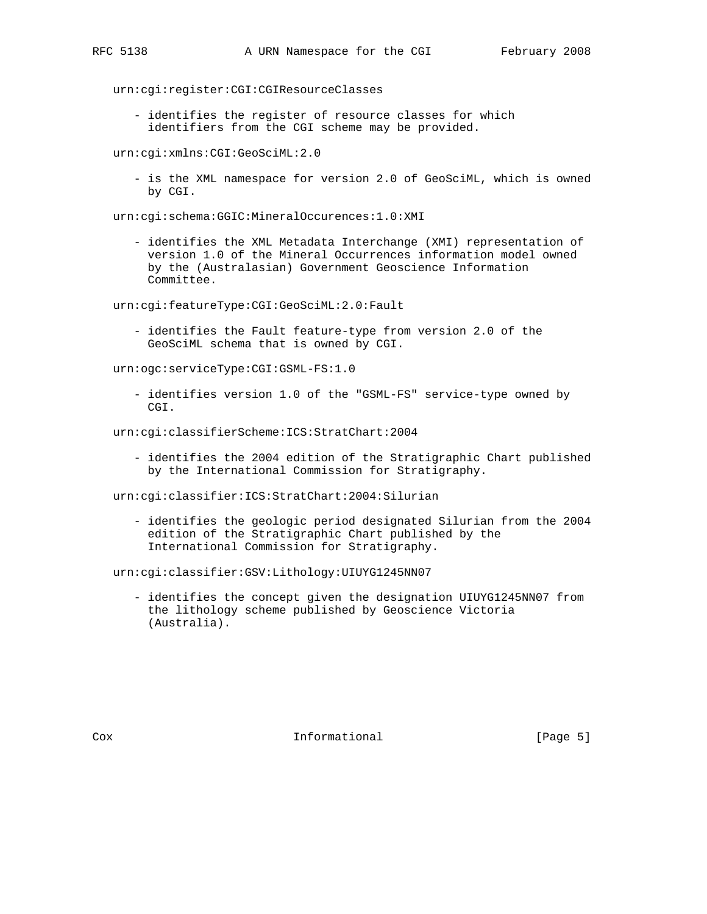urn:cgi:register:CGI:CGIResourceClasses

- identifies the register of resource classes for which identifiers from the CGI scheme may be provided.

urn:cgi:xmlns:CGI:GeoSciML:2.0

- is the XML namespace for version 2.0 of GeoSciML, which is owned by CGI.

urn:cgi:schema:GGIC:MineralOccurences:1.0:XMI

- identifies the XML Metadata Interchange (XMI) representation of version 1.0 of the Mineral Occurrences information model owned by the (Australasian) Government Geoscience Information Committee.

urn:cgi:featureType:CGI:GeoSciML:2.0:Fault

- identifies the Fault feature-type from version 2.0 of the GeoSciML schema that is owned by CGI.

urn:ogc:serviceType:CGI:GSML-FS:1.0

- identifies version 1.0 of the "GSML-FS" service-type owned by CGI.

urn:cgi:classifierScheme:ICS:StratChart:2004

- identifies the 2004 edition of the Stratigraphic Chart published by the International Commission for Stratigraphy.

urn:cgi:classifier:ICS:StratChart:2004:Silurian

- identifies the geologic period designated Silurian from the 2004 edition of the Stratigraphic Chart published by the International Commission for Stratigraphy.

urn:cgi:classifier:GSV:Lithology:UIUYG1245NN07

- identifies the concept given the designation UIUYG1245NN07 from the lithology scheme published by Geoscience Victoria (Australia).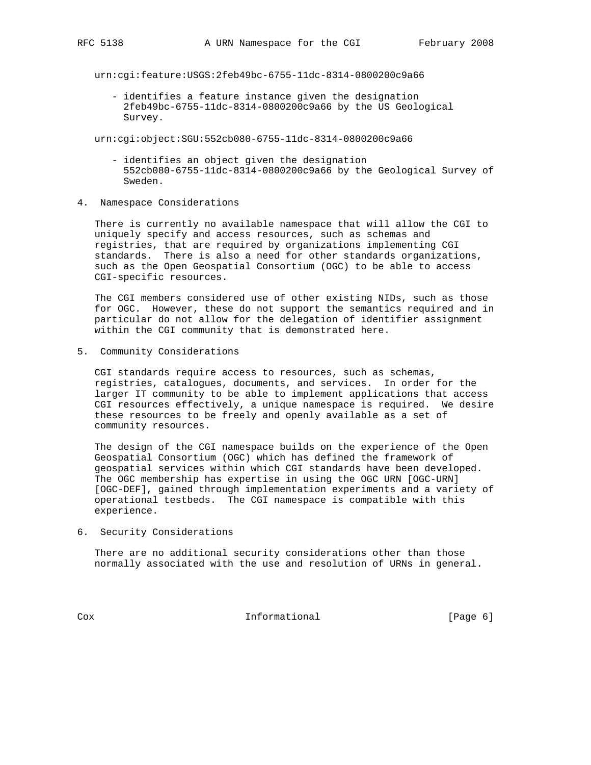urn:cgi:feature:USGS:2feb49bc-6755-11dc-8314-0800200c9a66

- identifies a feature instance given the designation 2feb49bc-6755-11dc-8314-0800200c9a66 by the US Geological Survey.

urn:cgi:object:SGU:552cb080-6755-11dc-8314-0800200c9a66

- identifies an object given the designation 552cb080-6755-11dc-8314-0800200c9a66 by the Geological Survey of Sweden.

## 4. Namespace Considerations

There is currently no available namespace that will allow the CGI to uniquely specify and access resources, such as schemas and registries, that are required by organizations implementing CGI standards. There is also a need for other standards organizations, such as the Open Geospatial Consortium (OGC) to be able to access CGI-specific resources.

The CGI members considered use of other existing NIDs, such as those for OGC. However, these do not support the semantics required and in particular do not allow for the delegation of identifier assignment within the CGI community that is demonstrated here.

## 5. Community Considerations

CGI standards require access to resources, such as schemas, registries, catalogues, documents, and services. In order for the larger IT community to be able to implement applications that access CGI resources effectively, a unique namespace is required. We desire these resources to be freely and openly available as a set of community resources.

The design of the CGI namespace builds on the experience of the Open Geospatial Consortium (OGC) which has defined the framework of geospatial services within which CGI standards have been developed. The OGC membership has expertise in using the OGC URN [OGC-URN] [OGC-DEF], gained through implementation experiments and a variety of operational testbeds. The CGI namespace is compatible with this experience.

## 6. Security Considerations

There are no additional security considerations other than those normally associated with the use and resolution of URNs in general.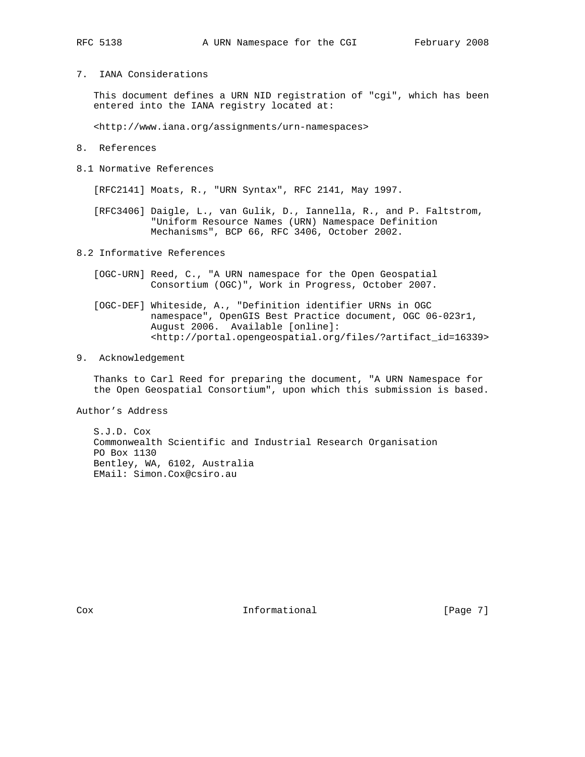## 7. IANA Considerations

This document defines a URN NID registration of "cgi", which has been entered into the IANA registry located at:

<http://www.iana.org/assignments/urn-namespaces>

## 8. References

### 8.1 Normative References

[RFC2141] Moats, R., "URN Syntax", RFC 2141, May 1997.

[RFC3406] Daigle, L., van Gulik, D., Iannella, R., and P. Faltstrom, "Uniform Resource Names (URN) Namespace Definition Mechanisms", BCP 66, RFC 3406, October 2002.

### 8.2 Informative References

[OGC-URN] Reed, C., "A URN namespace for the Open Geospatial Consortium (OGC)", Work in Progress, October 2007.

[OGC-DEF] Whiteside, A., "Definition identifier URNs in OGC namespace", OpenGIS Best Practice document, OGC 06-023r1, August 2006. Available [online]: <http://portal.opengeospatial.org/files/?artifact_id=16339>

## 9. Acknowledgement

Thanks to Carl Reed for preparing the document, "A URN Namespace for the Open Geospatial Consortium", upon which this submission is based.

## Author's Address

S.J.D. Cox
Commonwealth Scientific and Industrial Research Organisation
PO Box 1130
Bentley, WA, 6102, Australia
EMail: Simon.Cox@csiro.au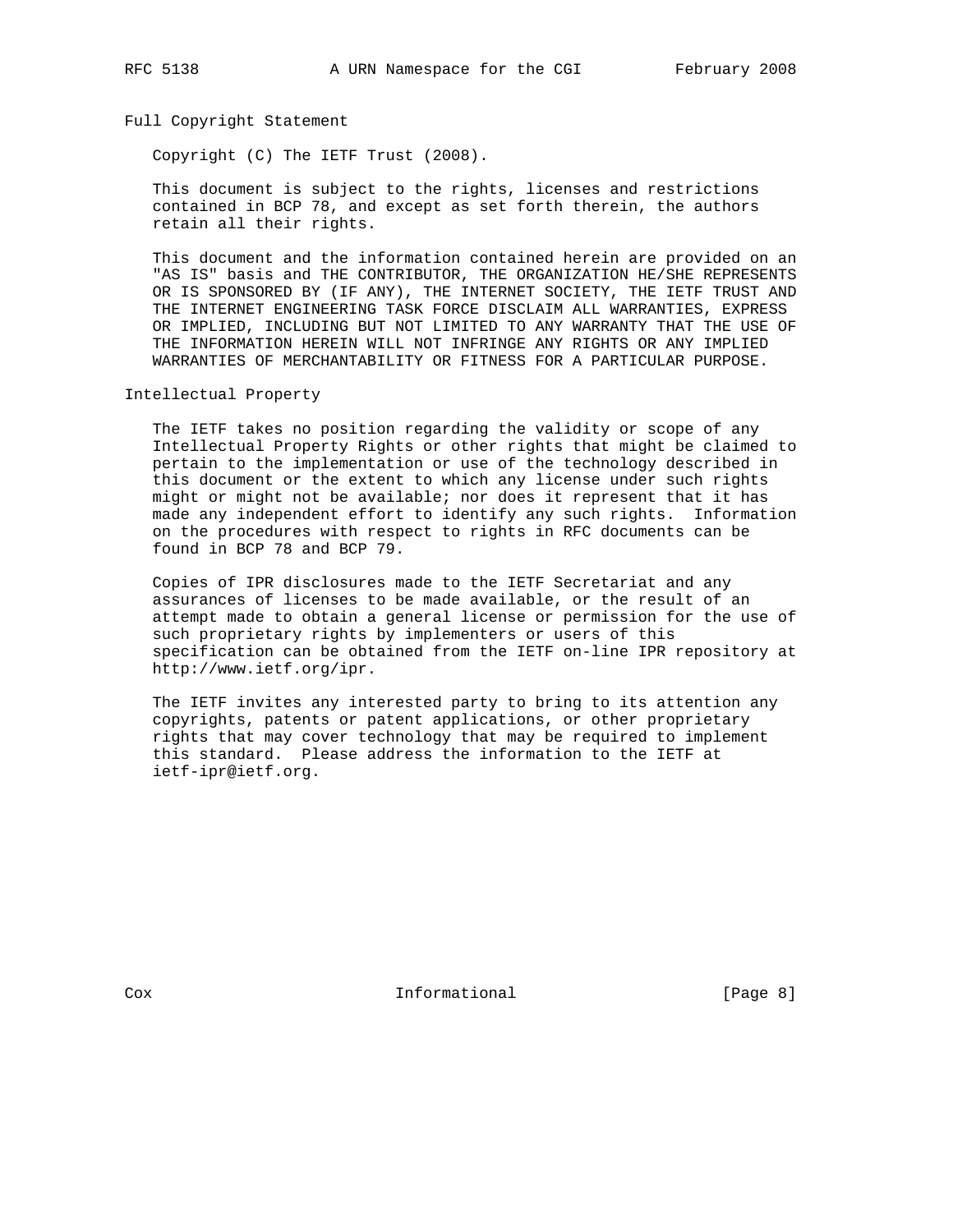## Full Copyright Statement

Copyright (C) The IETF Trust (2008).

This document is subject to the rights, licenses and restrictions contained in BCP 78, and except as set forth therein, the authors retain all their rights.

This document and the information contained herein are provided on an "AS IS" basis and THE CONTRIBUTOR, THE ORGANIZATION HE/SHE REPRESENTS OR IS SPONSORED BY (IF ANY), THE INTERNET SOCIETY, THE IETF TRUST AND THE INTERNET ENGINEERING TASK FORCE DISCLAIM ALL WARRANTIES, EXPRESS OR IMPLIED, INCLUDING BUT NOT LIMITED TO ANY WARRANTY THAT THE USE OF THE INFORMATION HEREIN WILL NOT INFRINGE ANY RIGHTS OR ANY IMPLIED WARRANTIES OF MERCHANTABILITY OR FITNESS FOR A PARTICULAR PURPOSE.

## Intellectual Property

The IETF takes no position regarding the validity or scope of any Intellectual Property Rights or other rights that might be claimed to pertain to the implementation or use of the technology described in this document or the extent to which any license under such rights might or might not be available; nor does it represent that it has made any independent effort to identify any such rights. Information on the procedures with respect to rights in RFC documents can be found in BCP 78 and BCP 79.

Copies of IPR disclosures made to the IETF Secretariat and any assurances of licenses to be made available, or the result of an attempt made to obtain a general license or permission for the use of such proprietary rights by implementers or users of this specification can be obtained from the IETF on-line IPR repository at http://www.ietf.org/ipr.

The IETF invites any interested party to bring to its attention any copyrights, patents or patent applications, or other proprietary rights that may cover technology that may be required to implement this standard. Please address the information to the IETF at ietf-ipr@ietf.org.